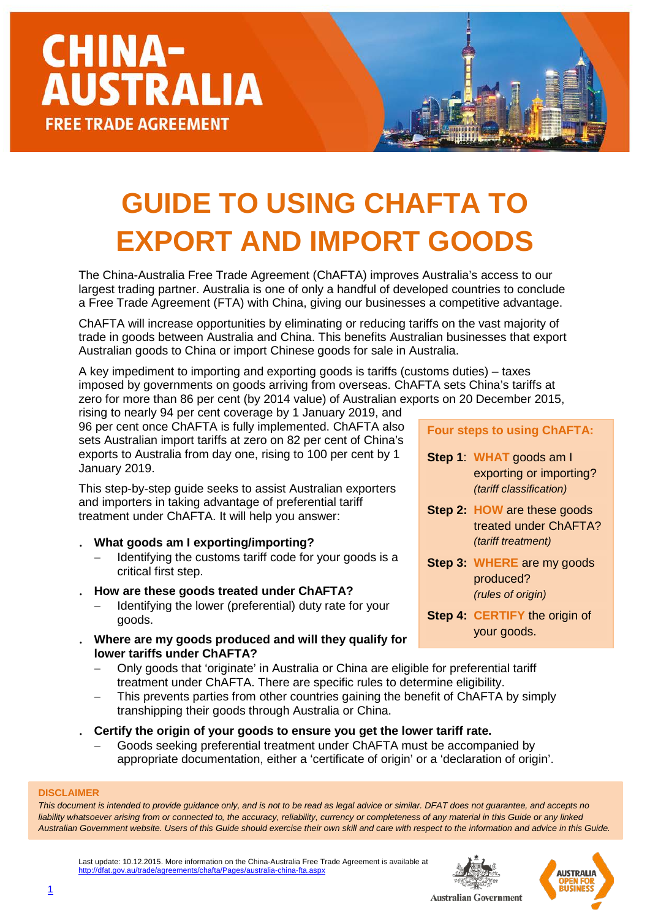# CHINA-AUSTRALIA FREE TRADE AGREEMENT

# GUIDE TO USING CHAFTA TO EXPORT AND IMPORT GOODS

The China-Australia Free Trade Agreement (ChAFTA) improves Australia's access to our largest trading partner. Australia is one of only a handful of developed countries to conclude a Free Trade Agreement (FTA) with China, giving our businesses a competitive advantage.

ChAFTA will increase opportunities by eliminating or reducing tariffs on the vast majority of trade in goods between Australia and China. This benefits Australian businesses that export Australian goods to China or import Chinese goods for sale in Australia.

A key impediment to importing and exporting goods is tariffs (customs duties) – taxes imposed by governments on goods arriving from overseas. ChAFTA sets China's tariffs at zero for more than 86 per cent (by 2014 value) of Australian exports on 20 December 2015, rising to nearly 94 per cent coverage by 1 January 2019, and 96 per cent once ChAFTA is fully implemented. ChAFTA also sets Australian import tariffs at zero on 82 per cent of China's exports to Australia from day one, rising to 100 per cent by 1 January 2019.

This step-by-step guide seeks to assist Australian exporters and importers in taking advantage of preferential tariff treatment under ChAFTA. It will help you answer:

- **What goods am I exporting/importing?**
  - Identifying the customs tariff code for your goods is a critical first step.
- **How are these goods treated under ChAFTA?**
  - Identifying the lower (preferential) duty rate for your goods.
- **Where are my goods produced and will they qualify for lower tariffs under ChAFTA?**
  - Only goods that 'originate' in Australia or China are eligible for preferential tariff treatment under ChAFTA. There are specific rules to determine eligibility.
  - This prevents parties from other countries gaining the benefit of ChAFTA by simply transhipping their goods through Australia or China.
- **Certify the origin of your goods to ensure you get the lower tariff rate.**
  - Goods seeking preferential treatment under ChAFTA must be accompanied by appropriate documentation, either a 'certificate of origin' or a 'declaration of origin'.

**Four steps to using ChAFTA:**

**Step 1**: **WHAT** goods am I exporting or importing? *(tariff classification)*

**Step 2: HOW** are these goods treated under ChAFTA? *(tariff treatment)*

**Step 3: WHERE** are my goods produced? *(rules of origin)*

**Step 4: CERTIFY** the origin of your goods.

**DISCLAIMER**

*This document is intended to provide guidance only, and is not to be read as legal advice or similar. DFAT does not guarantee, and accepts no liability whatsoever arising from or connected to, the accuracy, reliability, currency or completeness of any material in this Guide or any linked Australian Government website. Users of this Guide should exercise their own skill and care with respect to the information and advice in this Guide.*

Last update: 10.12.2015. More information on the China-Australia Free Trade Agreement is available at http://dfat.gov.au/trade/agreements/chafta/Pages/australia-china-fta.aspx

Australian Government

AUSTRALIA OPEN FOR BUSINESS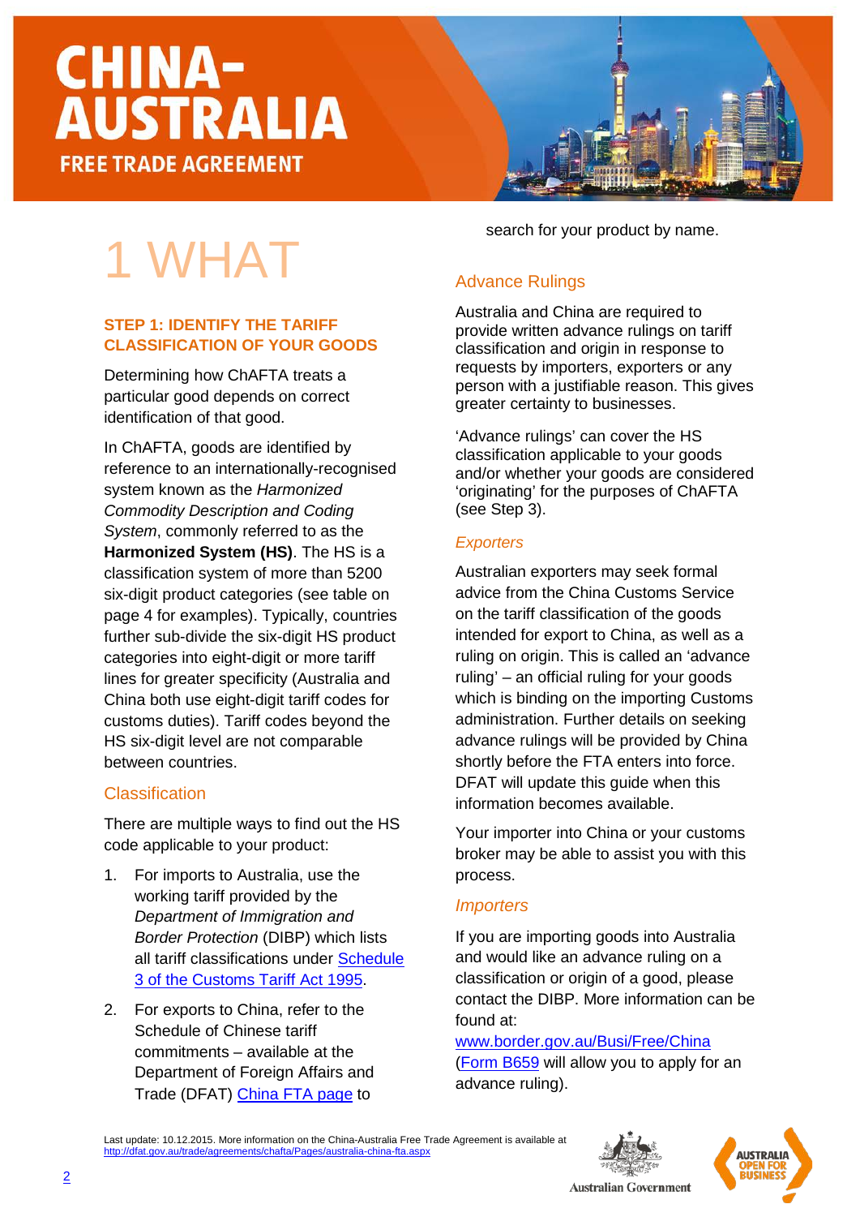# CHINA-AUSTRALIA FREE TRADE AGREEMENT

# 1 WHAT

## STEP 1: IDENTIFY THE TARIFF CLASSIFICATION OF YOUR GOODS

Determining how ChAFTA treats a particular good depends on correct identification of that good.

In ChAFTA, goods are identified by reference to an internationally-recognised system known as the *Harmonized Commodity Description and Coding System*, commonly referred to as the **Harmonized System (HS)**. The HS is a classification system of more than 5200 six-digit product categories (see table on page 4 for examples). Typically, countries further sub-divide the six-digit HS product categories into eight-digit or more tariff lines for greater specificity (Australia and China both use eight-digit tariff codes for customs duties). Tariff codes beyond the HS six-digit level are not comparable between countries.

### Classification

There are multiple ways to find out the HS code applicable to your product:

1. For imports to Australia, use the working tariff provided by the *Department of Immigration and Border Protection* (DIBP) which lists all tariff classifications under Schedule 3 of the Customs Tariff Act 1995.
2. For exports to China, refer to the Schedule of Chinese tariff commitments – available at the Department of Foreign Affairs and Trade (DFAT) China FTA page to search for your product by name.

### Advance Rulings

Australia and China are required to provide written advance rulings on tariff classification and origin in response to requests by importers, exporters or any person with a justifiable reason. This gives greater certainty to businesses.

'Advance rulings' can cover the HS classification applicable to your goods and/or whether your goods are considered 'originating' for the purposes of ChAFTA (see Step 3).

#### *Exporters*

Australian exporters may seek formal advice from the China Customs Service on the tariff classification of the goods intended for export to China, as well as a ruling on origin. This is called an 'advance ruling' – an official ruling for your goods which is binding on the importing Customs administration. Further details on seeking advance rulings will be provided by China shortly before the FTA enters into force. DFAT will update this guide when this information becomes available.

Your importer into China or your customs broker may be able to assist you with this process.

#### *Importers*

If you are importing goods into Australia and would like an advance ruling on a classification or origin of a good, please contact the DIBP. More information can be found at: www.border.gov.au/Busi/Free/China (Form B659 will allow you to apply for an advance ruling).

Last update: 10.12.2015. More information on the China-Australia Free Trade Agreement is available at http://dfat.gov.au/trade/agreements/chafta/Pages/australia-china-fta.aspx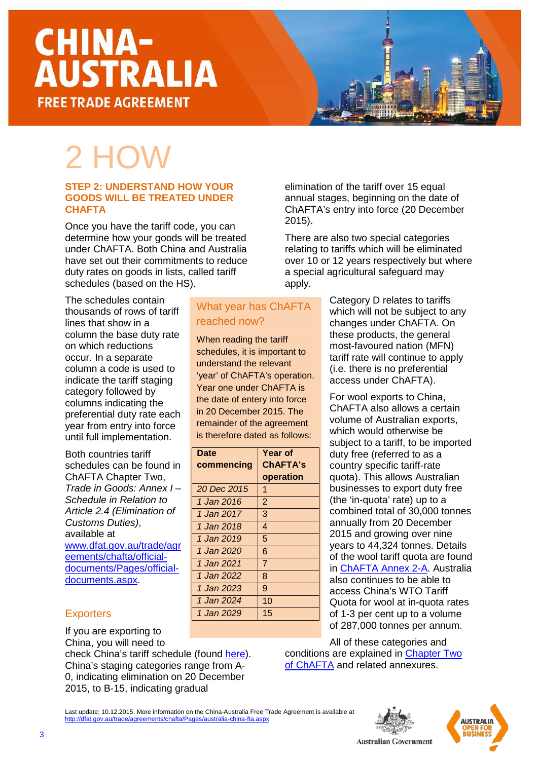# CHINA-AUSTRALIA FREE TRADE AGREEMENT

# 2 HOW

### STEP 2: UNDERSTAND HOW YOUR GOODS WILL BE TREATED UNDER CHAFTA

Once you have the tariff code, you can determine how your goods will be treated under ChAFTA. Both China and Australia have set out their commitments to reduce duty rates on goods in lists, called tariff schedules (based on the HS).

The schedules contain thousands of rows of tariff lines that show in a column the base duty rate on which reductions occur. In a separate column a code is used to indicate the tariff staging category followed by columns indicating the preferential duty rate each year from entry into force until full implementation.

Both countries tariff schedules can be found in ChAFTA Chapter Two, *Trade in Goods: Annex I – Schedule in Relation to Article 2.4 (Elimination of Customs Duties)*, available at [www.dfat.gov.au/trade/agreements/chafta/official-documents/Pages/official-documents.aspx](www.dfat.gov.au/trade/agreements/chafta/official-documents/Pages/official-documents.aspx).

### What year has ChAFTA reached now?

When reading the tariff schedules, it is important to understand the relevant 'year' of ChAFTA's operation. Year one under ChAFTA is the date of entery into force in 20 December 2015. The remainder of the agreement is therefore dated as follows:

| Date commencing | Year of ChAFTA's operation |
|---|---|
| *20 Dec 2015* | 1 |
| *1 Jan 2016* | 2 |
| *1 Jan 2017* | 3 |
| *1 Jan 2018* | 4 |
| *1 Jan 2019* | 5 |
| *1 Jan 2020* | 6 |
| *1 Jan 2021* | 7 |
| *1 Jan 2022* | 8 |
| *1 Jan 2023* | 9 |
| *1 Jan 2024* | 10 |
| *1 Jan 2029* | 15 |

### Exporters

If you are exporting to China, you will need to check China's tariff schedule (found [here](here)). China's staging categories range from A-0, indicating elimination on 20 December 2015, to B-15, indicating gradual elimination of the tariff over 15 equal annual stages, beginning on the date of ChAFTA's entry into force (20 December 2015).

There are also two special categories relating to tariffs which will be eliminated over 10 or 12 years respectively but where a special agricultural safeguard may apply.

Category D relates to tariffs which will not be subject to any changes under ChAFTA. On these products, the general most-favoured nation (MFN) tariff rate will continue to apply (i.e. there is no preferential access under ChAFTA).

For wool exports to China, ChAFTA also allows a certain volume of Australian exports, which would otherwise be subject to a tariff, to be imported duty free (referred to as a country specific tariff-rate quota). This allows Australian businesses to export duty free (the 'in-quota' rate) up to a combined total of 30,000 tonnes annually from 20 December 2015 and growing over nine years to 44,324 tonnes. Details of the wool tariff quota are found in [ChAFTA Annex 2-A](ChAFTA Annex 2-A). Australia also continues to be able to access China's WTO Tariff Quota for wool at in-quota rates of 1-3 per cent up to a volume of 287,000 tonnes per annum.

All of these categories and conditions are explained in [Chapter Two of ChAFTA](Chapter Two of ChAFTA) and related annexures.

Last update: 10.12.2015. More information on the China-Australia Free Trade Agreement is available at [http://dfat.gov.au/trade/agreements/chafta/Pages/australia-china-fta.aspx](http://dfat.gov.au/trade/agreements/chafta/Pages/australia-china-fta.aspx)

Australian Government

AUSTRALIA OPEN FOR BUSINESS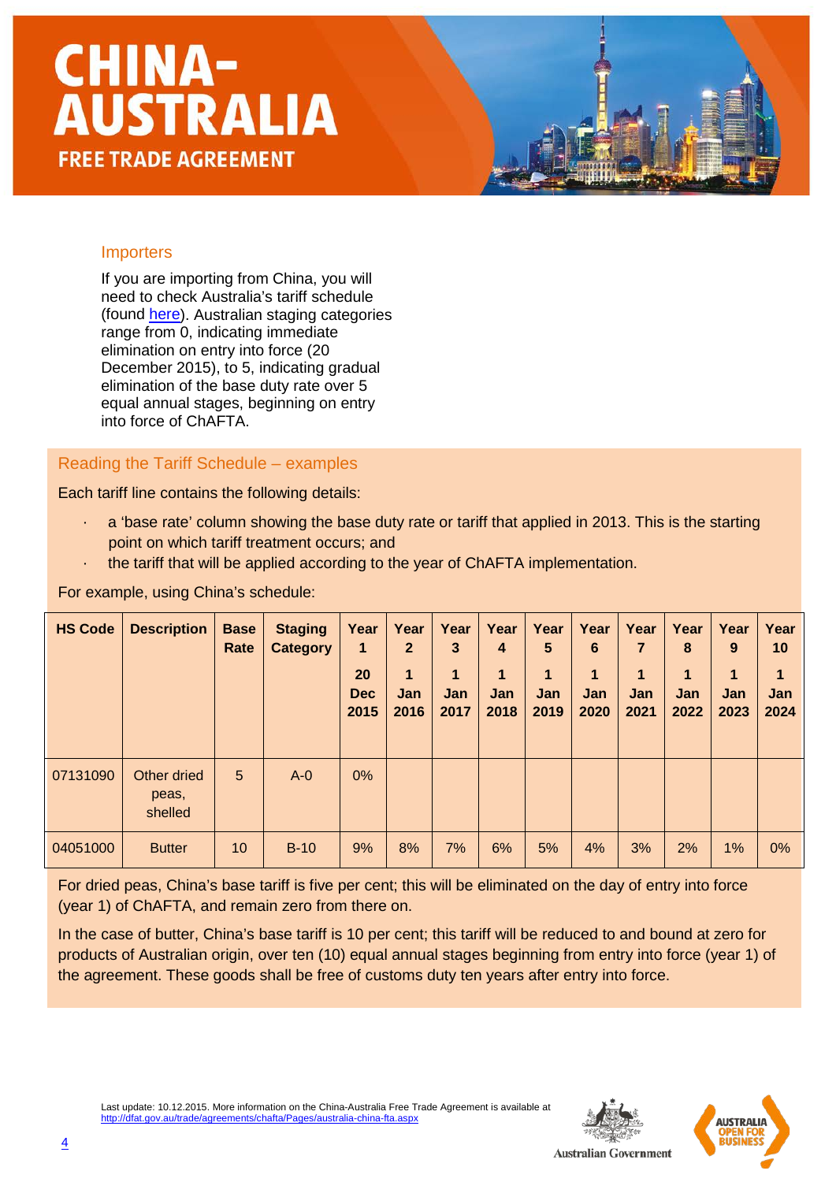# CHINA-AUSTRALIA

## FREE TRADE AGREEMENT

### Importers

If you are importing from China, you will need to check Australia's tariff schedule (found here). Australian staging categories range from 0, indicating immediate elimination on entry into force (20 December 2015), to 5, indicating gradual elimination of the base duty rate over 5 equal annual stages, beginning on entry into force of ChAFTA.

### Reading the Tariff Schedule – examples

Each tariff line contains the following details:

- a 'base rate' column showing the base duty rate or tariff that applied in 2013. This is the starting point on which tariff treatment occurs; and
- the tariff that will be applied according to the year of ChAFTA implementation.

For example, using China's schedule:

| HS Code | Description | Base Rate | Staging Category | Year 1 20 Dec 2015 | Year 2 1 Jan 2016 | Year 3 1 Jan 2017 | Year 4 1 Jan 2018 | Year 5 1 Jan 2019 | Year 6 1 Jan 2020 | Year 7 1 Jan 2021 | Year 8 1 Jan 2022 | Year 9 1 Jan 2023 | Year 10 1 Jan 2024 |
|---|---|---|---|---|---|---|---|---|---|---|---|---|---|
| 07131090 | Other dried peas, shelled | 5 | A-0 | 0% | | | | | | | | | |
| 04051000 | Butter | 10 | B-10 | 9% | 8% | 7% | 6% | 5% | 4% | 3% | 2% | 1% | 0% |

For dried peas, China's base tariff is five per cent; this will be eliminated on the day of entry into force (year 1) of ChAFTA, and remain zero from there on.

In the case of butter, China's base tariff is 10 per cent; this tariff will be reduced to and bound at zero for products of Australian origin, over ten (10) equal annual stages beginning from entry into force (year 1) of the agreement. These goods shall be free of customs duty ten years after entry into force.

Last update: 10.12.2015. More information on the China-Australia Free Trade Agreement is available at http://dfat.gov.au/trade/agreements/chafta/Pages/australia-china-fta.aspx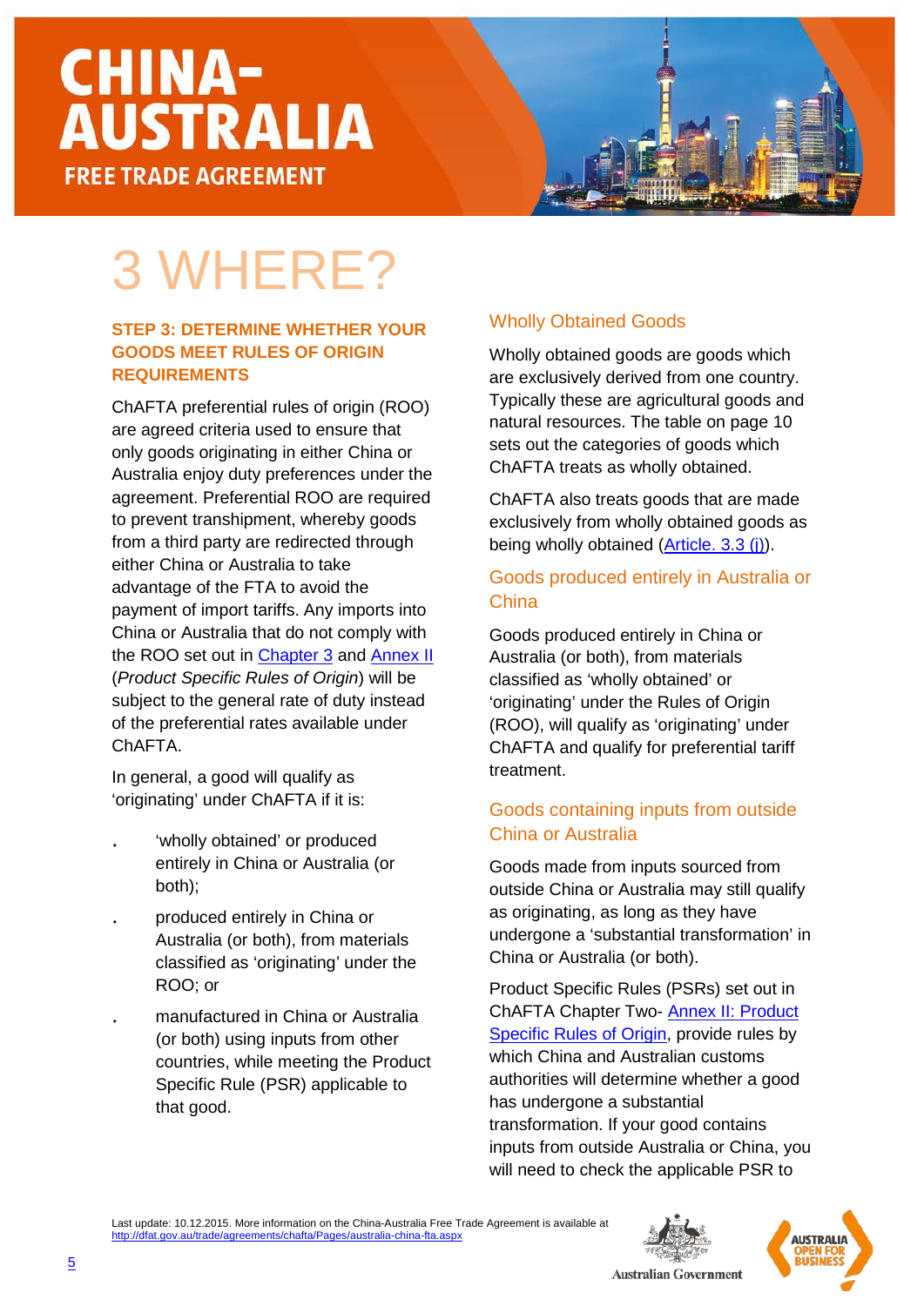# CHINA-AUSTRALIA FREE TRADE AGREEMENT

# 3 WHERE?

### STEP 3: DETERMINE WHETHER YOUR GOODS MEET RULES OF ORIGIN REQUIREMENTS

ChAFTA preferential rules of origin (ROO) are agreed criteria used to ensure that only goods originating in either China or Australia enjoy duty preferences under the agreement. Preferential ROO are required to prevent transhipment, whereby goods from a third party are redirected through either China or Australia to take advantage of the FTA to avoid the payment of import tariffs. Any imports into China or Australia that do not comply with the ROO set out in Chapter 3 and Annex II (*Product Specific Rules of Origin*) will be subject to the general rate of duty instead of the preferential rates available under ChAFTA.

In general, a good will qualify as 'originating' under ChAFTA if it is:

- 'wholly obtained' or produced entirely in China or Australia (or both);
- produced entirely in China or Australia (or both), from materials classified as 'originating' under the ROO; or
- manufactured in China or Australia (or both) using inputs from other countries, while meeting the Product Specific Rule (PSR) applicable to that good.

## Wholly Obtained Goods

Wholly obtained goods are goods which are exclusively derived from one country. Typically these are agricultural goods and natural resources. The table on page 10 sets out the categories of goods which ChAFTA treats as wholly obtained.

ChAFTA also treats goods that are made exclusively from wholly obtained goods as being wholly obtained (Article. 3.3 (j)).

## Goods produced entirely in Australia or China

Goods produced entirely in China or Australia (or both), from materials classified as 'wholly obtained' or 'originating' under the Rules of Origin (ROO), will qualify as 'originating' under ChAFTA and qualify for preferential tariff treatment.

## Goods containing inputs from outside China or Australia

Goods made from inputs sourced from outside China or Australia may still qualify as originating, as long as they have undergone a 'substantial transformation' in China or Australia (or both).

Product Specific Rules (PSRs) set out in ChAFTA Chapter Two- Annex II: Product Specific Rules of Origin, provide rules by which China and Australian customs authorities will determine whether a good has undergone a substantial transformation. If your good contains inputs from outside Australia or China, you will need to check the applicable PSR to

Last update: 10.12.2015. More information on the China-Australia Free Trade Agreement is available at http://dfat.gov.au/trade/agreements/chafta/Pages/australia-china-fta.aspx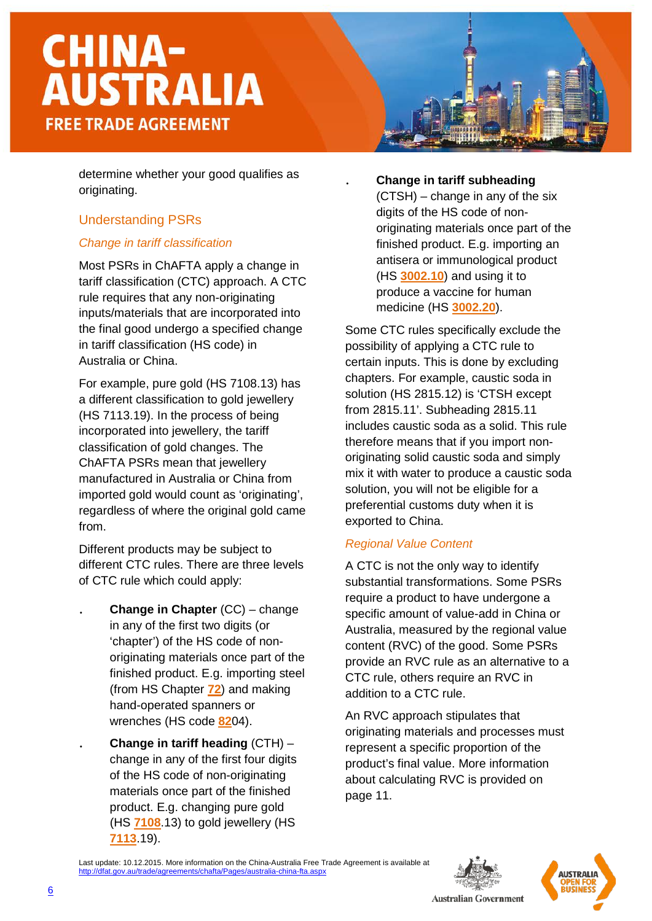determine whether your good qualifies as originating.

## Understanding PSRs

### *Change in tariff classification*

Most PSRs in ChAFTA apply a change in tariff classification (CTC) approach. A CTC rule requires that any non-originating inputs/materials that are incorporated into the final good undergo a specified change in tariff classification (HS code) in Australia or China.

For example, pure gold (HS 7108.13) has a different classification to gold jewellery (HS 7113.19). In the process of being incorporated into jewellery, the tariff classification of gold changes. The ChAFTA PSRs mean that jewellery manufactured in Australia or China from imported gold would count as 'originating', regardless of where the original gold came from.

Different products may be subject to different CTC rules. There are three levels of CTC rule which could apply:

- **Change in Chapter** (CC) – change in any of the first two digits (or 'chapter') of the HS code of non-originating materials once part of the finished product. E.g. importing steel (from HS Chapter **72**) and making hand-operated spanners or wrenches (HS code **82**04).
- **Change in tariff heading** (CTH) – change in any of the first four digits of the HS code of non-originating materials once part of the finished product. E.g. changing pure gold (HS **7108**.13) to gold jewellery (HS **7113**.19).
- **Change in tariff subheading** (CTSH) – change in any of the six digits of the HS code of non-originating materials once part of the finished product. E.g. importing an antisera or immunological product (HS **3002.10**) and using it to produce a vaccine for human medicine (HS **3002.20**).

Some CTC rules specifically exclude the possibility of applying a CTC rule to certain inputs. This is done by excluding chapters. For example, caustic soda in solution (HS 2815.12) is 'CTSH except from 2815.11'. Subheading 2815.11 includes caustic soda as a solid. This rule therefore means that if you import non-originating solid caustic soda and simply mix it with water to produce a caustic soda solution, you will not be eligible for a preferential customs duty when it is exported to China.

### *Regional Value Content*

A CTC is not the only way to identify substantial transformations. Some PSRs require a product to have undergone a specific amount of value-add in China or Australia, measured by the regional value content (RVC) of the good. Some PSRs provide an RVC rule as an alternative to a CTC rule, others require an RVC in addition to a CTC rule.

An RVC approach stipulates that originating materials and processes must represent a specific proportion of the product's final value. More information about calculating RVC is provided on page 11.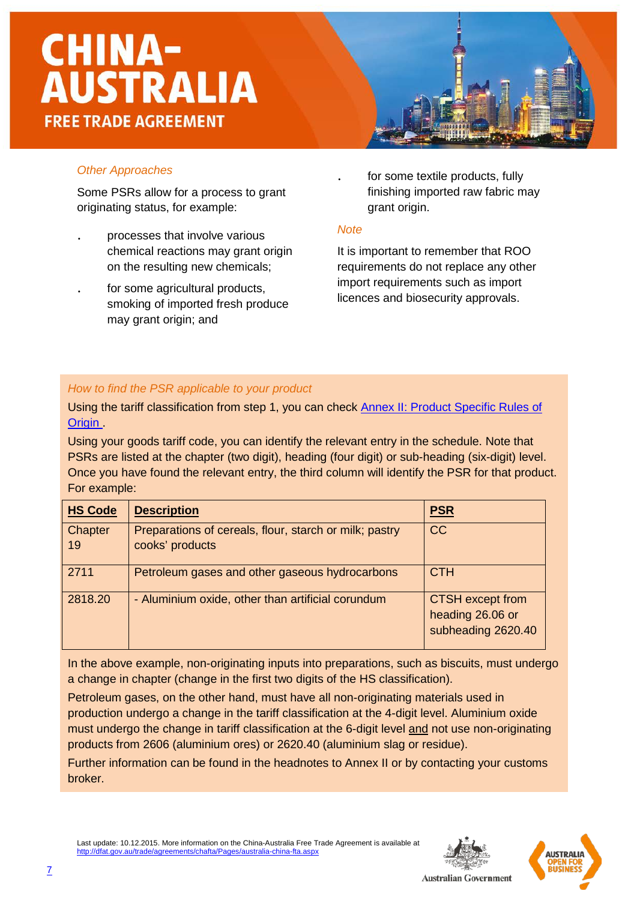*Other Approaches*

Some PSRs allow for a process to grant originating status, for example:

- processes that involve various chemical reactions may grant origin on the resulting new chemicals;
- for some agricultural products, smoking of imported fresh produce may grant origin; and
- for some textile products, fully finishing imported raw fabric may grant origin.

*Note*

It is important to remember that ROO requirements do not replace any other import requirements such as import licences and biosecurity approvals.

*How to find the PSR applicable to your product*

Using the tariff classification from step 1, you can check [Annex II: Product Specific Rules of Origin](#) .

Using your goods tariff code, you can identify the relevant entry in the schedule. Note that PSRs are listed at the chapter (two digit), heading (four digit) or sub-heading (six-digit) level. Once you have found the relevant entry, the third column will identify the PSR for that product. For example:

| HS Code | Description | PSR |
|---|---|---|
| Chapter 19 | Preparations of cereals, flour, starch or milk; pastry cooks' products | CC |
| 2711 | Petroleum gases and other gaseous hydrocarbons | CTH |
| 2818.20 | - Aluminium oxide, other than artificial corundum | CTSH except from heading 26.06 or subheading 2620.40 |

In the above example, non-originating inputs into preparations, such as biscuits, must undergo a change in chapter (change in the first two digits of the HS classification).

Petroleum gases, on the other hand, must have all non-originating materials used in production undergo a change in the tariff classification at the 4-digit level. Aluminium oxide must undergo the change in tariff classification at the 6-digit level and not use non-originating products from 2606 (aluminium ores) or 2620.40 (aluminium slag or residue).

Further information can be found in the headnotes to Annex II or by contacting your customs broker.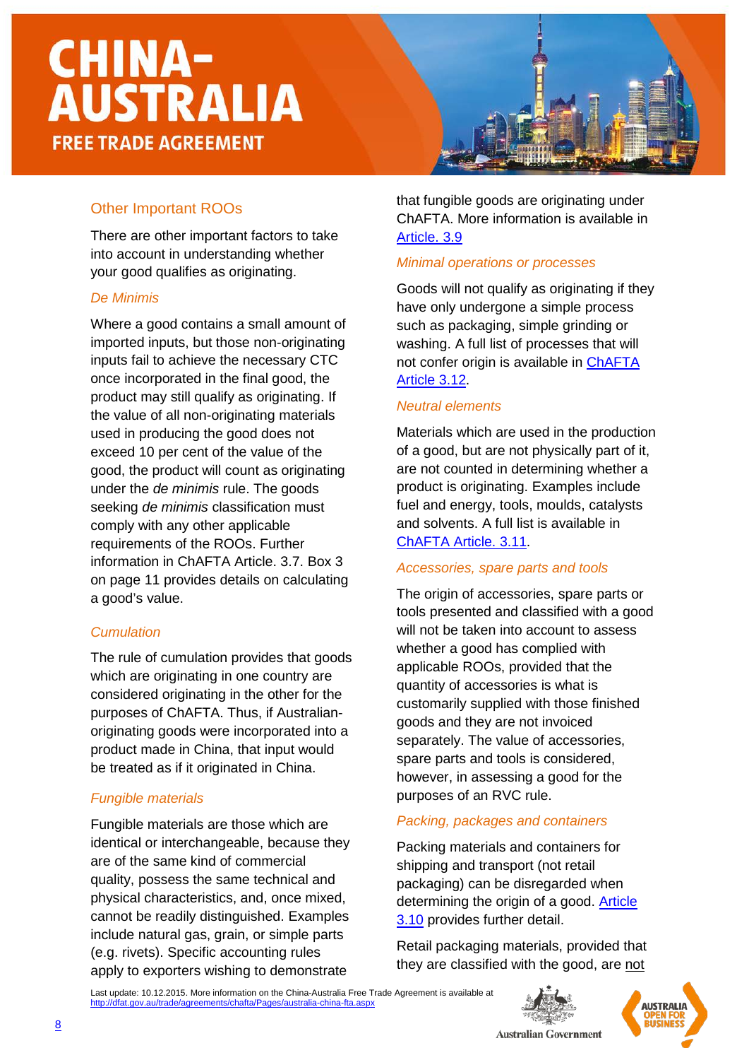## Other Important ROOs

There are other important factors to take into account in understanding whether your good qualifies as originating.

### *De Minimis*

Where a good contains a small amount of imported inputs, but those non-originating inputs fail to achieve the necessary CTC once incorporated in the final good, the product may still qualify as originating. If the value of all non-originating materials used in producing the good does not exceed 10 per cent of the value of the good, the product will count as originating under the *de minimis* rule. The goods seeking *de minimis* classification must comply with any other applicable requirements of the ROOs. Further information in ChAFTA Article. 3.7. Box 3 on page 11 provides details on calculating a good's value.

### *Cumulation*

The rule of cumulation provides that goods which are originating in one country are considered originating in the other for the purposes of ChAFTA. Thus, if Australian-originating goods were incorporated into a product made in China, that input would be treated as if it originated in China.

### *Fungible materials*

Fungible materials are those which are identical or interchangeable, because they are of the same kind of commercial quality, possess the same technical and physical characteristics, and, once mixed, cannot be readily distinguished. Examples include natural gas, grain, or simple parts (e.g. rivets). Specific accounting rules apply to exporters wishing to demonstrate that fungible goods are originating under ChAFTA. More information is available in [Article. 3.9](#)

### *Minimal operations or processes*

Goods will not qualify as originating if they have only undergone a simple process such as packaging, simple grinding or washing. A full list of processes that will not confer origin is available in [ChAFTA Article 3.12](#).

### *Neutral elements*

Materials which are used in the production of a good, but are not physically part of it, are not counted in determining whether a product is originating. Examples include fuel and energy, tools, moulds, catalysts and solvents. A full list is available in [ChAFTA Article. 3.11](#).

### *Accessories, spare parts and tools*

The origin of accessories, spare parts or tools presented and classified with a good will not be taken into account to assess whether a good has complied with applicable ROOs, provided that the quantity of accessories is what is customarily supplied with those finished goods and they are not invoiced separately. The value of accessories, spare parts and tools is considered, however, in assessing a good for the purposes of an RVC rule.

### *Packing, packages and containers*

Packing materials and containers for shipping and transport (not retail packaging) can be disregarded when determining the origin of a good. [Article 3.10](#) provides further detail.

Retail packaging materials, provided that they are classified with the good, are not

Last update: 10.12.2015. More information on the China-Australia Free Trade Agreement is available at http://dfat.gov.au/trade/agreements/chafta/Pages/australia-china-fta.aspx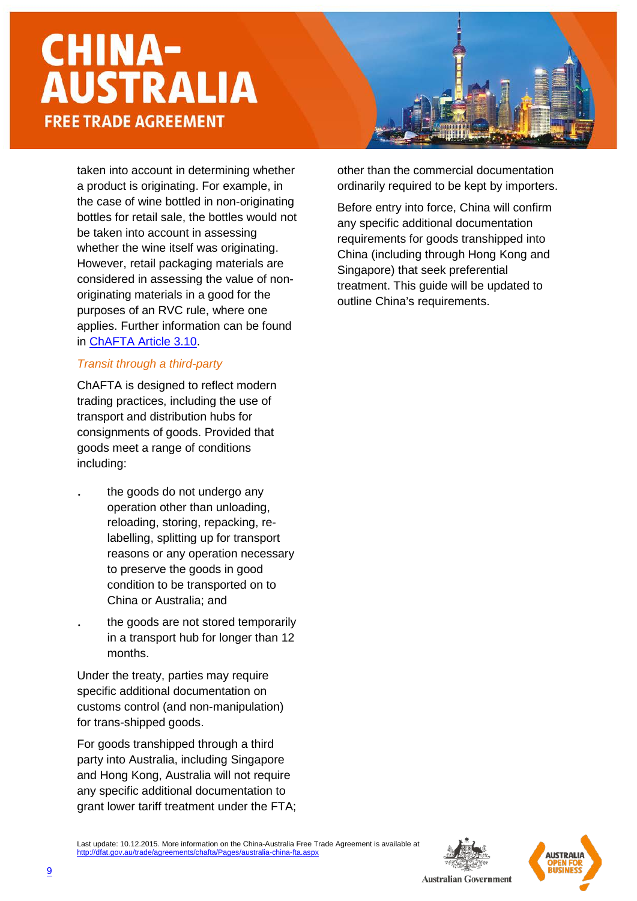taken into account in determining whether a product is originating. For example, in the case of wine bottled in non-originating bottles for retail sale, the bottles would not be taken into account in assessing whether the wine itself was originating. However, retail packaging materials are considered in assessing the value of non-originating materials in a good for the purposes of an RVC rule, where one applies. Further information can be found in [ChAFTA Article 3.10](ChAFTA Article 3.10).

*Transit through a third-party*

ChAFTA is designed to reflect modern trading practices, including the use of transport and distribution hubs for consignments of goods. Provided that goods meet a range of conditions including:

- the goods do not undergo any operation other than unloading, reloading, storing, repacking, re-labelling, splitting up for transport reasons or any operation necessary to preserve the goods in good condition to be transported on to China or Australia; and
- the goods are not stored temporarily in a transport hub for longer than 12 months.

Under the treaty, parties may require specific additional documentation on customs control (and non-manipulation) for trans-shipped goods.

For goods transhipped through a third party into Australia, including Singapore and Hong Kong, Australia will not require any specific additional documentation to grant lower tariff treatment under the FTA; other than the commercial documentation ordinarily required to be kept by importers.

Before entry into force, China will confirm any specific additional documentation requirements for goods transhipped into China (including through Hong Kong and Singapore) that seek preferential treatment. This guide will be updated to outline China's requirements.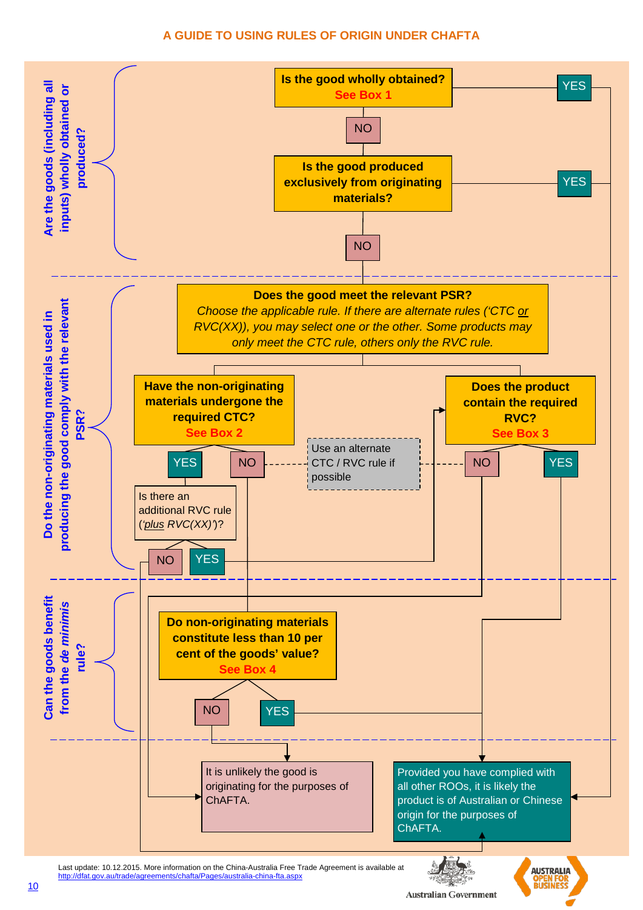# A GUIDE TO USING RULES OF ORIGIN UNDER CHAFTA

## Are the goods (including all inputs) wholly obtained or produced?

**Is the good wholly obtained?** See Box 1

- YES → Provided you have complied with all other ROOs, it is likely the product is of Australian or Chinese origin for the purposes of ChAFTA.
- NO → **Is the good produced exclusively from originating materials?**
  - YES → Provided you have complied with all other ROOs, it is likely the product is of Australian or Chinese origin for the purposes of ChAFTA.
  - NO → continue below

## Do the non-originating materials used in producing the good comply with the relevant PSR?

**Does the good meet the relevant PSR?**
*Choose the applicable rule. If there are alternate rules ('CTC or RVC(XX)), you may select one or the other. Some products may only meet the CTC rule, others only the RVC rule.*

**Have the non-originating materials undergone the required CTC?** See Box 2

- YES → Is there an additional RVC rule ('*plus* RVC(XX)')?
  - NO → Provided you have complied with all other ROOs, it is likely the product is of Australian or Chinese origin for the purposes of ChAFTA.
  - YES → Does the product contain the required RVC?
- NO → Use an alternate CTC / RVC rule if possible; otherwise → Do non-originating materials constitute less than 10 per cent of the goods' value?

**Does the product contain the required RVC?** See Box 3

- YES → Provided you have complied with all other ROOs, it is likely the product is of Australian or Chinese origin for the purposes of ChAFTA.
- NO → Use an alternate CTC / RVC rule if possible; otherwise → It is unlikely the good is originating for the purposes of ChAFTA.

## Can the goods benefit from the *de minimis* rule?

**Do non-originating materials constitute less than 10 per cent of the goods' value?** See Box 4

- NO → It is unlikely the good is originating for the purposes of ChAFTA.
- YES → Provided you have complied with all other ROOs, it is likely the product is of Australian or Chinese origin for the purposes of ChAFTA.

Last update: 10.12.2015. More information on the China-Australia Free Trade Agreement is available at http://dfat.gov.au/trade/agreements/chafta/Pages/australia-china-fta.aspx

Australian Government

AUSTRALIA OPEN FOR BUSINESS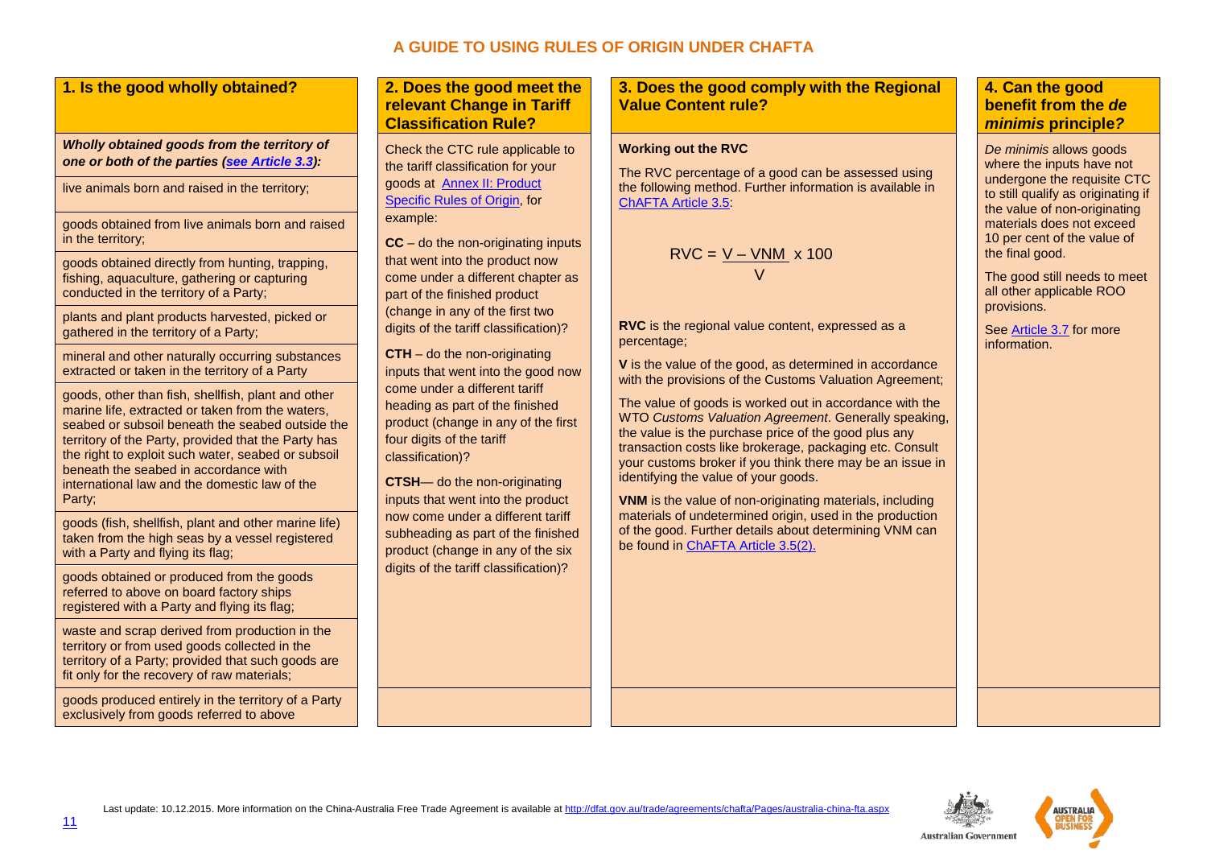# A GUIDE TO USING RULES OF ORIGIN UNDER CHAFTA

## 1. Is the good wholly obtained?

***Wholly obtained goods from the territory of one or both of the parties ([see Article 3.3](#)):***

- live animals born and raised in the territory;
- goods obtained from live animals born and raised in the territory;
- goods obtained directly from hunting, trapping, fishing, aquaculture, gathering or capturing conducted in the territory of a Party;
- plants and plant products harvested, picked or gathered in the territory of a Party;
- mineral and other naturally occurring substances extracted or taken in the territory of a Party
- goods, other than fish, shellfish, plant and other marine life, extracted or taken from the waters, seabed or subsoil beneath the seabed outside the territory of the Party, provided that the Party has the right to exploit such water, seabed or subsoil beneath the seabed in accordance with international law and the domestic law of the Party;
- goods (fish, shellfish, plant and other marine life) taken from the high seas by a vessel registered with a Party and flying its flag;
- goods obtained or produced from the goods referred to above on board factory ships registered with a Party and flying its flag;
- waste and scrap derived from production in the territory or from used goods collected in the territory of a Party; provided that such goods are fit only for the recovery of raw materials;
- goods produced entirely in the territory of a Party exclusively from goods referred to above

## 2. Does the good meet the relevant Change in Tariff Classification Rule?

Check the CTC rule applicable to the tariff classification for your goods at [Annex II: Product Specific Rules of Origin](#), for example:

**CC** – do the non-originating inputs that went into the product now come under a different chapter as part of the finished product (change in any of the first two digits of the tariff classification)?

**CTH** – do the non-originating inputs that went into the good now come under a different tariff heading as part of the finished product (change in any of the first four digits of the tariff classification)?

**CTSH**— do the non-originating inputs that went into the product now come under a different tariff subheading as part of the finished product (change in any of the six digits of the tariff classification)?

## 3. Does the good comply with the Regional Value Content rule?

**Working out the RVC**

The RVC percentage of a good can be assessed using the following method. Further information is available in [ChAFTA Article 3.5](#):

$$RVC = \frac{V - VNM}{V} \times 100$$

**RVC** is the regional value content, expressed as a percentage;

**V** is the value of the good, as determined in accordance with the provisions of the Customs Valuation Agreement;

The value of goods is worked out in accordance with the WTO *Customs Valuation Agreement*. Generally speaking, the value is the purchase price of the good plus any transaction costs like brokerage, packaging etc. Consult your customs broker if you think there may be an issue in identifying the value of your goods.

**VNM** is the value of non-originating materials, including materials of undetermined origin, used in the production of the good. Further details about determining VNM can be found in [ChAFTA Article 3.5(2).](#)

## 4. Can the good benefit from the *de minimis* principle?

*De minimis* allows goods where the inputs have not undergone the requisite CTC to still qualify as originating if the value of non-originating materials does not exceed 10 per cent of the value of the final good.

The good still needs to meet all other applicable ROO provisions.

See [Article 3.7](#) for more information.

Last update: 10.12.2015. More information on the China-Australia Free Trade Agreement is available at http://dfat.gov.au/trade/agreements/chafta/Pages/australia-china-fta.aspx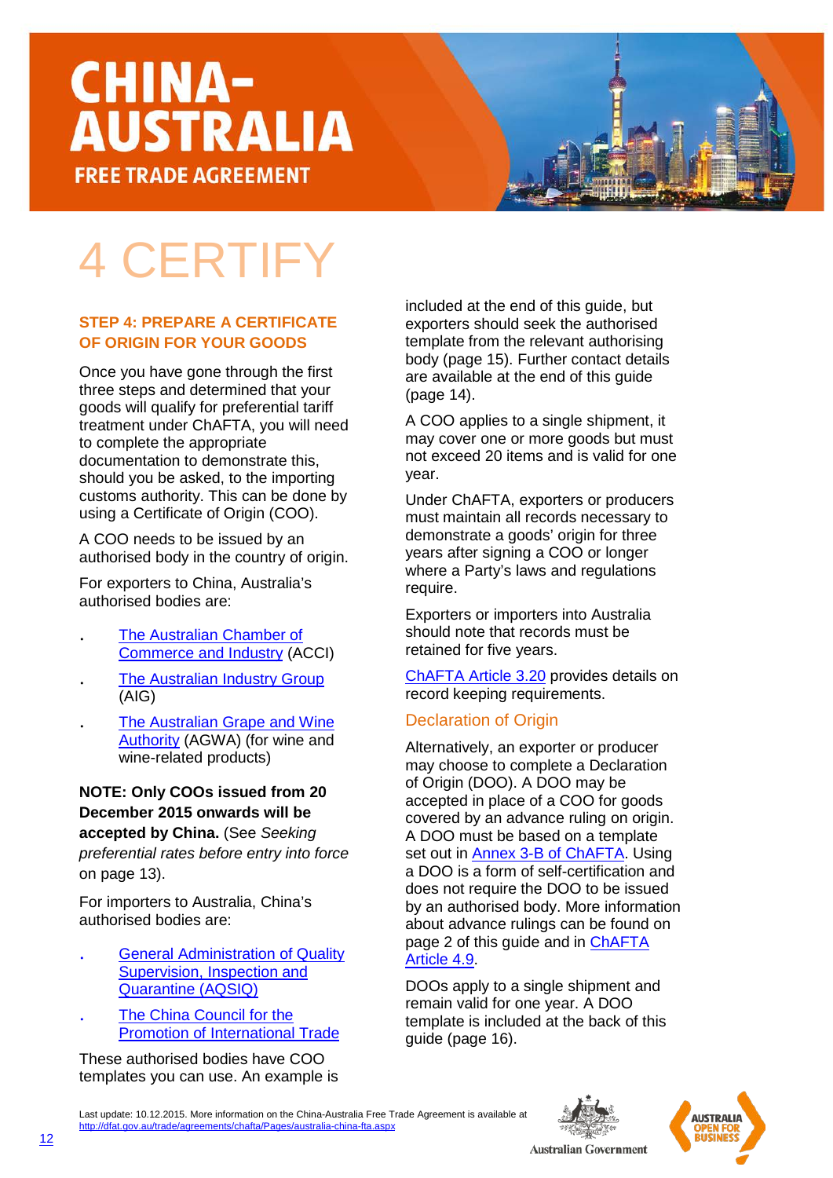# CHINA-AUSTRALIA FREE TRADE AGREEMENT

# 4 CERTIFY

### STEP 4: PREPARE A CERTIFICATE OF ORIGIN FOR YOUR GOODS

Once you have gone through the first three steps and determined that your goods will qualify for preferential tariff treatment under ChAFTA, you will need to complete the appropriate documentation to demonstrate this, should you be asked, to the importing customs authority. This can be done by using a Certificate of Origin (COO).

A COO needs to be issued by an authorised body in the country of origin.

For exporters to China, Australia's authorised bodies are:

- The Australian Chamber of Commerce and Industry (ACCI)
- The Australian Industry Group (AIG)
- The Australian Grape and Wine Authority (AGWA) (for wine and wine-related products)

**NOTE: Only COOs issued from 20 December 2015 onwards will be accepted by China.** (See *Seeking preferential rates before entry into force* on page 13).

For importers to Australia, China's authorised bodies are:

- General Administration of Quality Supervision, Inspection and Quarantine (AQSIQ)
- The China Council for the Promotion of International Trade

These authorised bodies have COO templates you can use. An example is included at the end of this guide, but exporters should seek the authorised template from the relevant authorising body (page 15). Further contact details are available at the end of this guide (page 14).

A COO applies to a single shipment, it may cover one or more goods but must not exceed 20 items and is valid for one year.

Under ChAFTA, exporters or producers must maintain all records necessary to demonstrate a goods' origin for three years after signing a COO or longer where a Party's laws and regulations require.

Exporters or importers into Australia should note that records must be retained for five years.

ChAFTA Article 3.20 provides details on record keeping requirements.

### Declaration of Origin

Alternatively, an exporter or producer may choose to complete a Declaration of Origin (DOO). A DOO may be accepted in place of a COO for goods covered by an advance ruling on origin. A DOO must be based on a template set out in Annex 3-B of ChAFTA. Using a DOO is a form of self-certification and does not require the DOO to be issued by an authorised body. More information about advance rulings can be found on page 2 of this guide and in ChAFTA Article 4.9.

DOOs apply to a single shipment and remain valid for one year. A DOO template is included at the back of this guide (page 16).

Last update: 10.12.2015. More information on the China-Australia Free Trade Agreement is available at http://dfat.gov.au/trade/agreements/chafta/Pages/australia-china-fta.aspx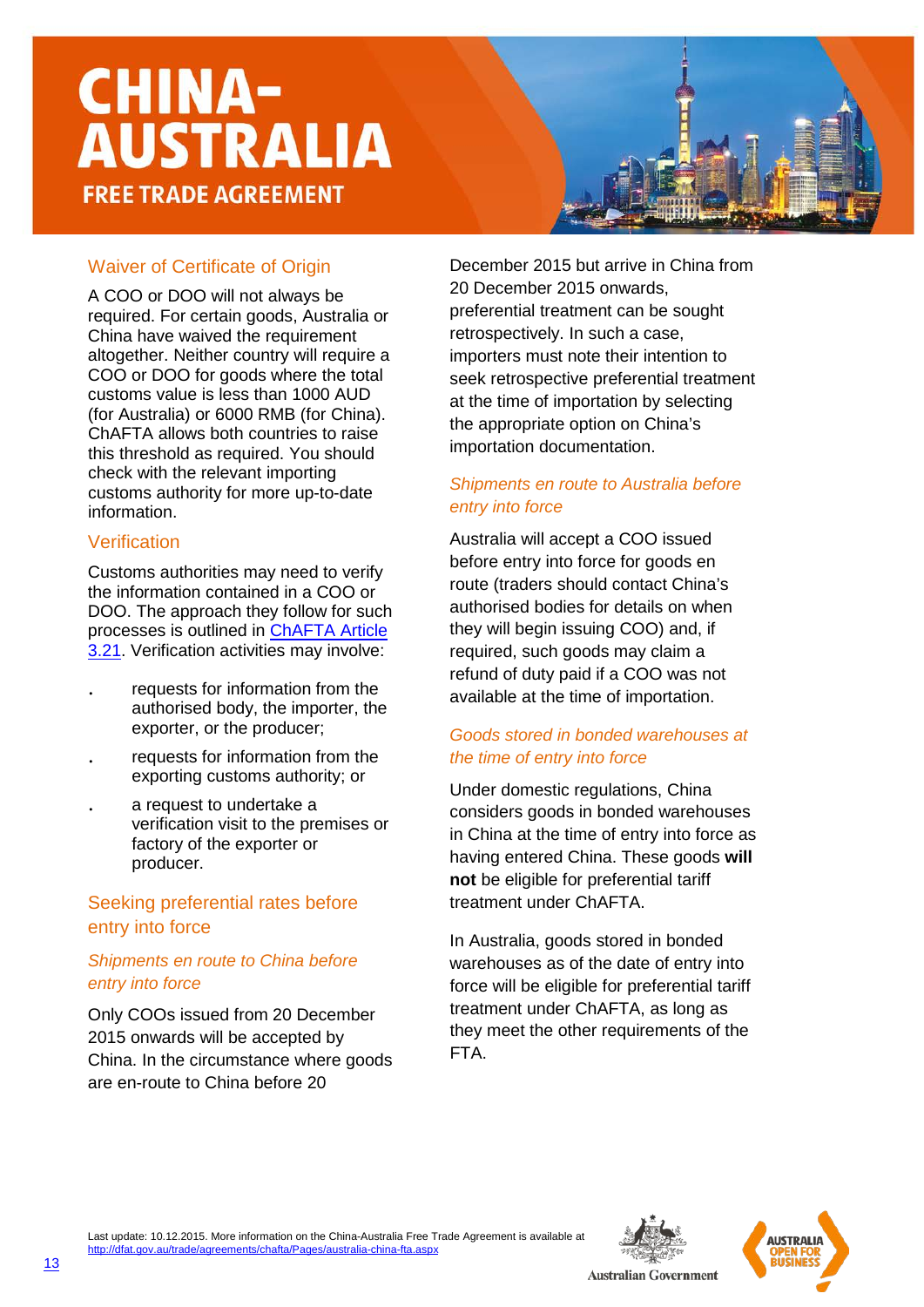## Waiver of Certificate of Origin

A COO or DOO will not always be required. For certain goods, Australia or China have waived the requirement altogether. Neither country will require a COO or DOO for goods where the total customs value is less than 1000 AUD (for Australia) or 6000 RMB (for China). ChAFTA allows both countries to raise this threshold as required. You should check with the relevant importing customs authority for more up-to-date information.

## Verification

Customs authorities may need to verify the information contained in a COO or DOO. The approach they follow for such processes is outlined in [ChAFTA Article 3.21](). Verification activities may involve:

- requests for information from the authorised body, the importer, the exporter, or the producer;
- requests for information from the exporting customs authority; or
- a request to undertake a verification visit to the premises or factory of the exporter or producer.

## Seeking preferential rates before entry into force

### *Shipments en route to China before entry into force*

Only COOs issued from 20 December 2015 onwards will be accepted by China. In the circumstance where goods are en-route to China before 20 December 2015 but arrive in China from 20 December 2015 onwards, preferential treatment can be sought retrospectively. In such a case, importers must note their intention to seek retrospective preferential treatment at the time of importation by selecting the appropriate option on China's importation documentation.

### *Shipments en route to Australia before entry into force*

Australia will accept a COO issued before entry into force for goods en route (traders should contact China's authorised bodies for details on when they will begin issuing COO) and, if required, such goods may claim a refund of duty paid if a COO was not available at the time of importation.

### *Goods stored in bonded warehouses at the time of entry into force*

Under domestic regulations, China considers goods in bonded warehouses in China at the time of entry into force as having entered China. These goods **will not** be eligible for preferential tariff treatment under ChAFTA.

In Australia, goods stored in bonded warehouses as of the date of entry into force will be eligible for preferential tariff treatment under ChAFTA, as long as they meet the other requirements of the FTA.

Last update: 10.12.2015. More information on the China-Australia Free Trade Agreement is available at http://dfat.gov.au/trade/agreements/chafta/Pages/australia-china-fta.aspx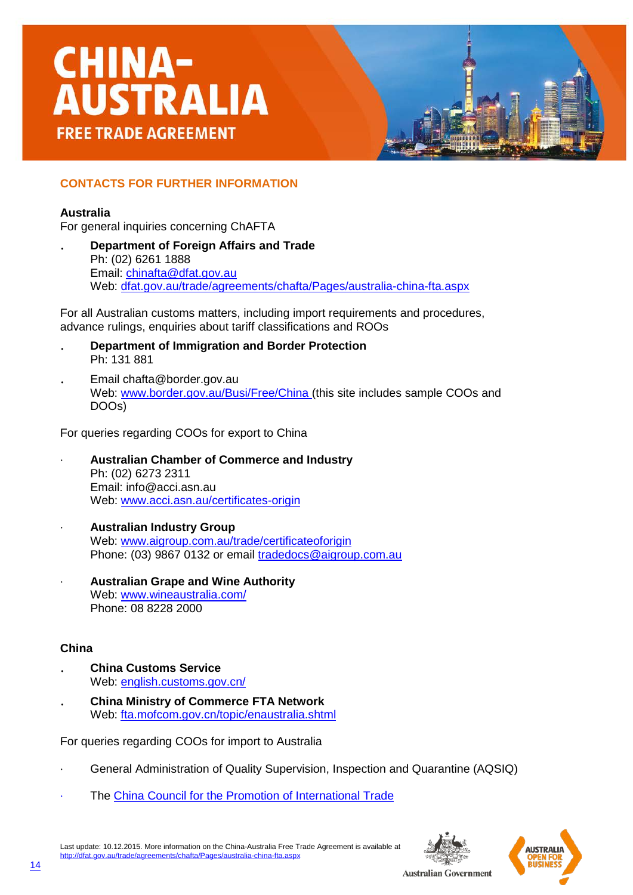# CHINA-AUSTRALIA FREE TRADE AGREEMENT

## CONTACTS FOR FURTHER INFORMATION

**Australia**

For general inquiries concerning ChAFTA

- **Department of Foreign Affairs and Trade**
  Ph: (02) 6261 1888
  Email: chinafta@dfat.gov.au
  Web: dfat.gov.au/trade/agreements/chafta/Pages/australia-china-fta.aspx

For all Australian customs matters, including import requirements and procedures, advance rulings, enquiries about tariff classifications and ROOs

- **Department of Immigration and Border Protection**
  Ph: 131 881
- Email chafta@border.gov.au
  Web: www.border.gov.au/Busi/Free/China (this site includes sample COOs and DOOs)

For queries regarding COOs for export to China

- **Australian Chamber of Commerce and Industry**
  Ph: (02) 6273 2311
  Email: info@acci.asn.au
  Web: www.acci.asn.au/certificates-origin
- **Australian Industry Group**
  Web: www.aigroup.com.au/trade/certificateoforigin
  Phone: (03) 9867 0132 or email tradedocs@aigroup.com.au
- **Australian Grape and Wine Authority**
  Web: www.wineaustralia.com/
  Phone: 08 8228 2000

**China**

- **China Customs Service**
  Web: english.customs.gov.cn/
- **China Ministry of Commerce FTA Network**
  Web: fta.mofcom.gov.cn/topic/enaustralia.shtml

For queries regarding COOs for import to Australia

- General Administration of Quality Supervision, Inspection and Quarantine (AQSIQ)
- The China Council for the Promotion of International Trade

Last update: 10.12.2015. More information on the China-Australia Free Trade Agreement is available at http://dfat.gov.au/trade/agreements/chafta/Pages/australia-china-fta.aspx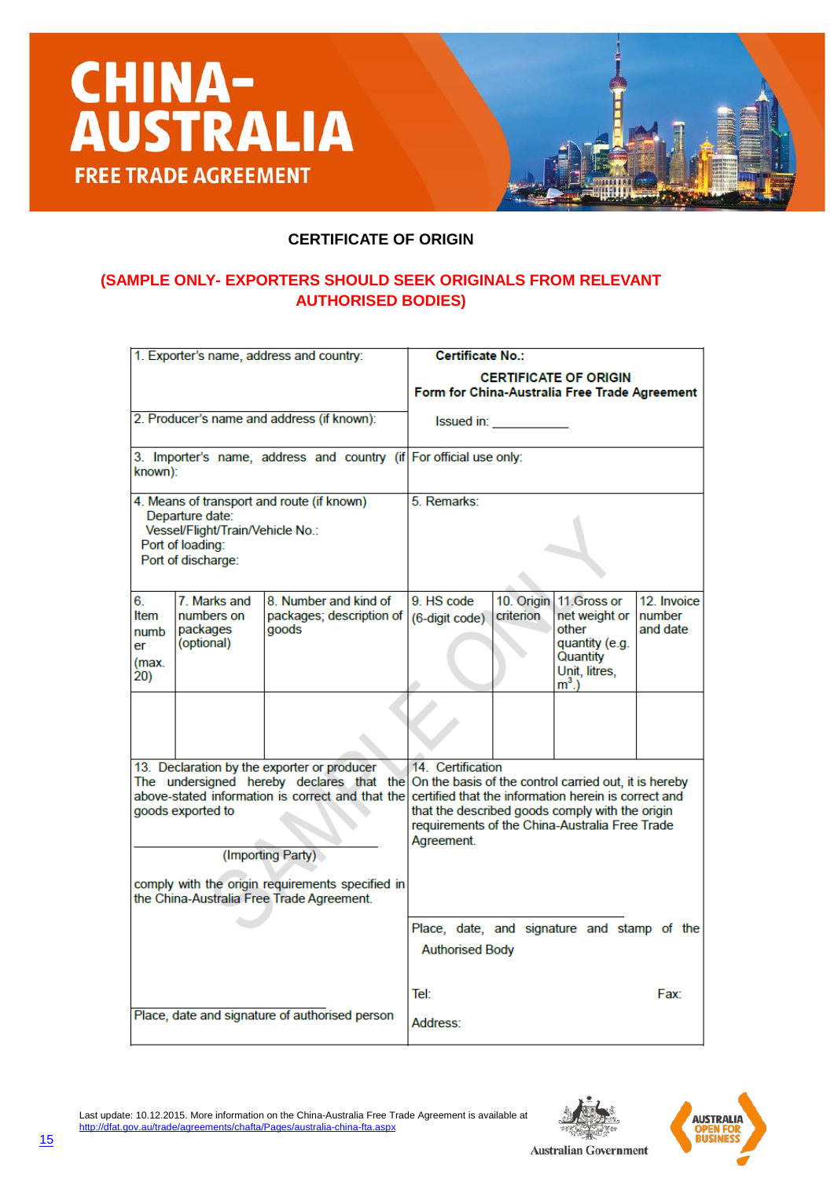# CHINA-AUSTRALIA FREE TRADE AGREEMENT

## CERTIFICATE OF ORIGIN

**(SAMPLE ONLY- EXPORTERS SHOULD SEEK ORIGINALS FROM RELEVANT AUTHORISED BODIES)**

| 1. Exporter's name, address and country: | Certificate No.: |
|---|---|
| 2. Producer's name and address (if known): | **CERTIFICATE OF ORIGIN** **Form for China-Australia Free Trade Agreement** Issued in: ___________ |
| 3. Importer's name, address and country (if known): | For official use only: |
| 4. Means of transport and route (if known) Departure date: Vessel/Flight/Train/Vehicle No.: Port of loading: Port of discharge: | 5. Remarks: |

| 6. Item number (max. 20) | 7. Marks and numbers on packages (optional) | 8. Number and kind of packages; description of goods | 9. HS code (6-digit code) | 10. Origin criterion | 11. Gross or net weight or other quantity (e.g. Quantity Unit, litres, $m^3$.) | 12. Invoice number and date |
|---|---|---|---|---|---|---|
| | | | | | | |

| 13. Declaration by the exporter or producer | 14. Certification |
|---|---|
| The undersigned hereby declares that the above-stated information is correct and that the goods exported to ____________________ (Importing Party) comply with the origin requirements specified in the China-Australia Free Trade Agreement. ____________________ Place, date and signature of authorised person | On the basis of the control carried out, it is hereby certified that the information herein is correct and that the described goods comply with the origin requirements of the China-Australia Free Trade Agreement. ____________________ Place, date, and signature and stamp of the Authorised Body Tel: Fax: Address: |

Last update: 10.12.2015. More information on the China-Australia Free Trade Agreement is available at http://dfat.gov.au/trade/agreements/chafta/Pages/australia-china-fta.aspx

Australian Government

AUSTRALIA OPEN FOR BUSINESS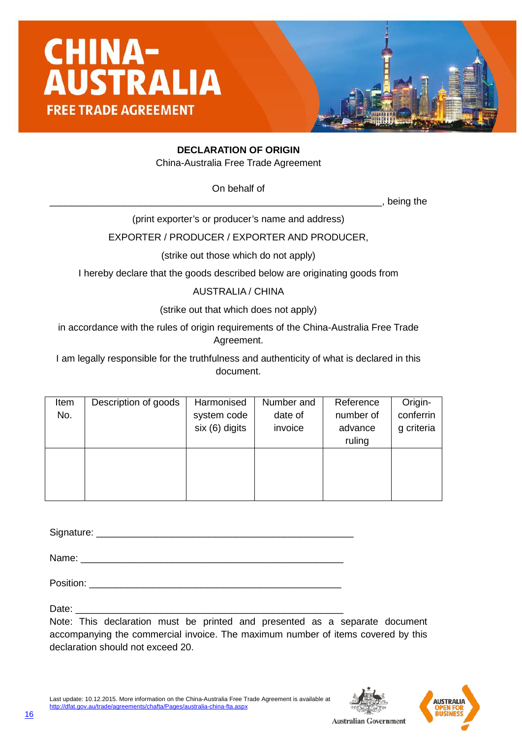# CHINA-AUSTRALIA FREE TRADE AGREEMENT

**DECLARATION OF ORIGIN**

China-Australia Free Trade Agreement

On behalf of

________________________________________________________________, being the

(print exporter's or producer's name and address)

EXPORTER / PRODUCER / EXPORTER AND PRODUCER,

(strike out those which do not apply)

I hereby declare that the goods described below are originating goods from

AUSTRALIA / CHINA

(strike out that which does not apply)

in accordance with the rules of origin requirements of the China-Australia Free Trade Agreement.

I am legally responsible for the truthfulness and authenticity of what is declared in this document.

| Item No. | Description of goods | Harmonised system code six (6) digits | Number and date of invoice | Reference number of advance ruling | Origin-conferring criteria |
|---|---|---|---|---|---|
| | | | | | |

Signature: __________________________________________________

Name: __________________________________________________

Position: __________________________________________________

Date: __________________________________________________

Note: This declaration must be printed and presented as a separate document accompanying the commercial invoice. The maximum number of items covered by this declaration should not exceed 20.

Last update: 10.12.2015. More information on the China-Australia Free Trade Agreement is available at http://dfat.gov.au/trade/agreements/chafta/Pages/australia-china-fta.aspx

Australian Government

AUSTRALIA OPEN FOR BUSINESS